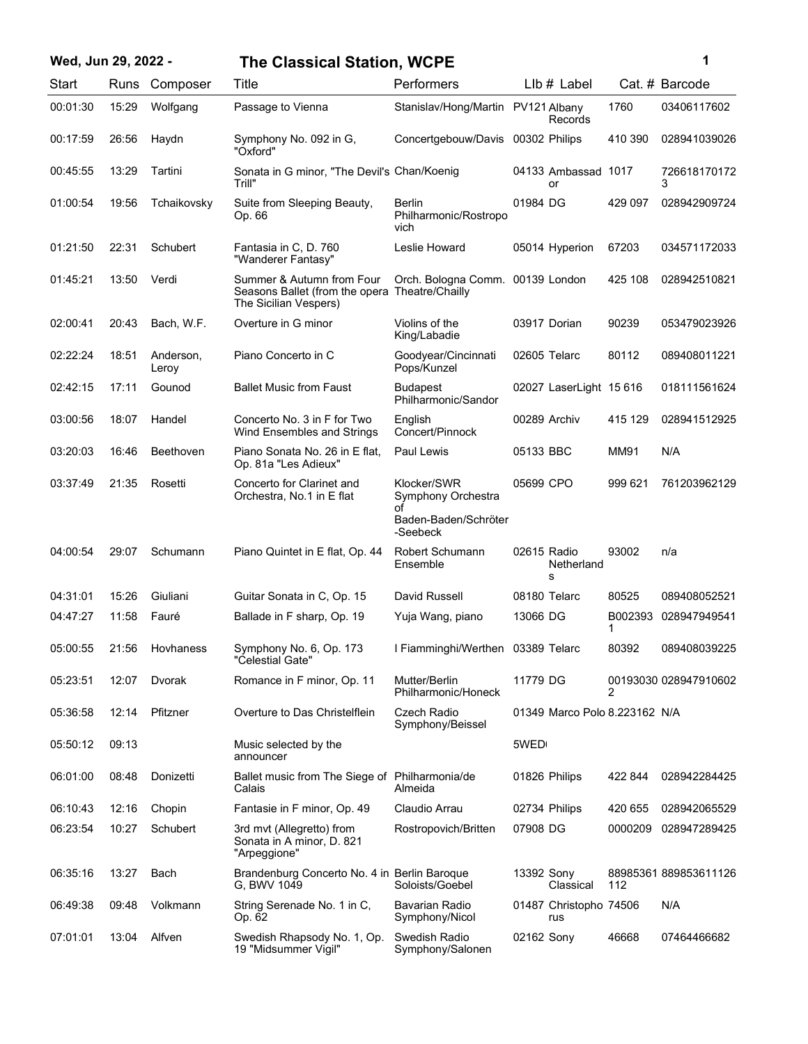# Wed, Jun 29, 2022 - The Classical Station, WCPE

| Start | Runs | Composer | Title | Performers | Llb # | Label | Cat. # | Barcode |
|---|---|---|---|---|---|---|---|---|
| 00:01:30 | 15:29 | Wolfgang | Passage to Vienna | Stanislav/Hong/Martin | PV121 | Albany Records | 1760 | 03406117602 |
| 00:17:59 | 26:56 | Haydn | Symphony No. 092 in G, "Oxford" | Concertgebouw/Davis | 00302 | Philips | 410 390 | 028941039026 |
| 00:45:55 | 13:29 | Tartini | Sonata in G minor, "The Devil's Trill" | Chan/Koenig | 04133 | Ambassador | 1017 | 7266181701723 |
| 01:00:54 | 19:56 | Tchaikovsky | Suite from Sleeping Beauty, Op. 66 | Berlin Philharmonic/Rostropovich | 01984 | DG | 429 097 | 028942909724 |
| 01:21:50 | 22:31 | Schubert | Fantasia in C, D. 760 "Wanderer Fantasy" | Leslie Howard | 05014 | Hyperion | 67203 | 034571172033 |
| 01:45:21 | 13:50 | Verdi | Summer & Autumn from Four Seasons Ballet (from the opera The Sicilian Vespers) | Orch. Bologna Comm. Theatre/Chailly | 00139 | London | 425 108 | 028942510821 |
| 02:00:41 | 20:43 | Bach, W.F. | Overture in G minor | Violins of the King/Labadie | 03917 | Dorian | 90239 | 053479023926 |
| 02:22:24 | 18:51 | Anderson, Leroy | Piano Concerto in C | Goodyear/Cincinnati Pops/Kunzel | 02605 | Telarc | 80112 | 089408011221 |
| 02:42:15 | 17:11 | Gounod | Ballet Music from Faust | Budapest Philharmonic/Sandor | 02027 | LaserLight | 15 616 | 018111561624 |
| 03:00:56 | 18:07 | Handel | Concerto No. 3 in F for Two Wind Ensembles and Strings | English Concert/Pinnock | 00289 | Archiv | 415 129 | 028941512925 |
| 03:20:03 | 16:46 | Beethoven | Piano Sonata No. 26 in E flat, Op. 81a "Les Adieux" | Paul Lewis | 05133 | BBC | MM91 | N/A |
| 03:37:49 | 21:35 | Rosetti | Concerto for Clarinet and Orchestra, No.1 in E flat | Klocker/SWR Symphony Orchestra of Baden-Baden/Schröter-Seebeck | 05699 | CPO | 999 621 | 761203962129 |
| 04:00:54 | 29:07 | Schumann | Piano Quintet in E flat, Op. 44 | Robert Schumann Ensemble | 02615 | Radio Netherlands | 93002 | n/a |
| 04:31:01 | 15:26 | Giuliani | Guitar Sonata in C, Op. 15 | David Russell | 08180 | Telarc | 80525 | 089408052521 |
| 04:47:27 | 11:58 | Fauré | Ballade in F sharp, Op. 19 | Yuja Wang, piano | 13066 | DG | B0023931 | 028947949541 |
| 05:00:55 | 21:56 | Hovhaness | Symphony No. 6, Op. 173 "Celestial Gate" | I Fiamminghi/Werthen | 03389 | Telarc | 80392 | 089408039225 |
| 05:23:51 | 12:07 | Dvorak | Romance in F minor, Op. 11 | Mutter/Berlin Philharmonic/Honeck | 11779 | DG | 001930302 | 028947910602 |
| 05:36:58 | 12:14 | Pfitzner | Overture to Das Christelflein | Czech Radio Symphony/Beissel | 01349 | Marco Polo | 8.223162 | N/A |
| 05:50:12 | 09:13 | | Music selected by the announcer | | 5WED | | | |
| 06:01:00 | 08:48 | Donizetti | Ballet music from The Siege of Calais | Philharmonia/de Almeida | 01826 | Philips | 422 844 | 028942284425 |
| 06:10:43 | 12:16 | Chopin | Fantasie in F minor, Op. 49 | Claudio Arrau | 02734 | Philips | 420 655 | 028942065529 |
| 06:23:54 | 10:27 | Schubert | 3rd mvt (Allegretto) from Sonata in A minor, D. 821 "Arpeggione" | Rostropovich/Britten | 07908 | DG | 0000209 | 028947289425 |
| 06:35:16 | 13:27 | Bach | Brandenburg Concerto No. 4 in G, BWV 1049 | Berlin Baroque Soloists/Goebel | 13392 | Sony Classical | 88985361112 | 889853611126 |
| 06:49:38 | 09:48 | Volkmann | String Serenade No. 1 in C, Op. 62 | Bavarian Radio Symphony/Nicol | 01487 | Christophorus | 74506 | N/A |
| 07:01:01 | 13:04 | Alfven | Swedish Rhapsody No. 1, Op. 19 "Midsummer Vigil" | Swedish Radio Symphony/Salonen | 02162 | Sony | 46668 | 07464466682 |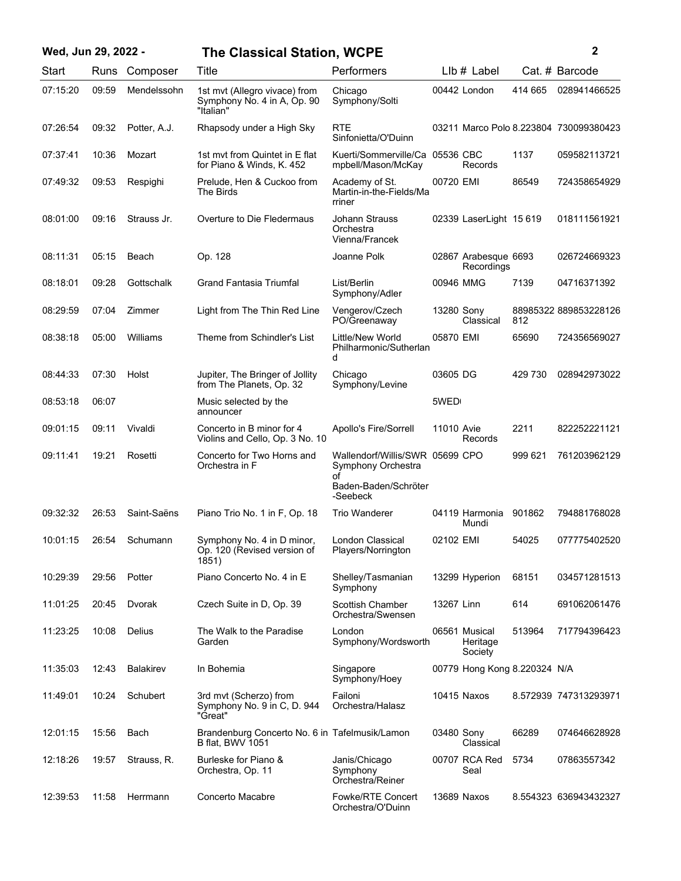**Wed, Jun 29, 2022 -** **The Classical Station, WCPE**

| Start | Runs | Composer | Title | Performers | Llb # | Label | Cat. # | Barcode |
|---|---|---|---|---|---|---|---|---|
| 07:15:20 | 09:59 | Mendelssohn | 1st mvt (Allegro vivace) from Symphony No. 4 in A, Op. 90 "Italian" | Chicago Symphony/Solti | 00442 | London | 414 665 | 028941466525 |
| 07:26:54 | 09:32 | Potter, A.J. | Rhapsody under a High Sky | RTE Sinfonietta/O'Duinn | 03211 | Marco Polo | 8.223804 | 730099380423 |
| 07:37:41 | 10:36 | Mozart | 1st mvt from Quintet in E flat for Piano & Winds, K. 452 | Kuerti/Sommerville/Campbell/Mason/McKay | 05536 | CBC Records | 1137 | 059582113721 |
| 07:49:32 | 09:53 | Respighi | Prelude, Hen & Cuckoo from The Birds | Academy of St. Martin-in-the-Fields/Marriner | 00720 | EMI | 86549 | 724358654929 |
| 08:01:00 | 09:16 | Strauss Jr. | Overture to Die Fledermaus | Johann Strauss Orchestra Vienna/Francek | 02339 | LaserLight | 15 619 | 018111561921 |
| 08:11:31 | 05:15 | Beach | Op. 128 | Joanne Polk | 02867 | Arabesque Recordings | 6693 | 026724669323 |
| 08:18:01 | 09:28 | Gottschalk | Grand Fantasia Triumfal | List/Berlin Symphony/Adler | 00946 | MMG | 7139 | 04716371392 |
| 08:29:59 | 07:04 | Zimmer | Light from The Thin Red Line | Vengerov/Czech PO/Greenaway | 13280 | Sony Classical | 88985322812 | 889853228126 |
| 08:38:18 | 05:00 | Williams | Theme from Schindler's List | Little/New World Philharmonic/Sutherland | 05870 | EMI | 65690 | 724356569027 |
| 08:44:33 | 07:30 | Holst | Jupiter, The Bringer of Jollity from The Planets, Op. 32 | Chicago Symphony/Levine | 03605 | DG | 429 730 | 028942973022 |
| 08:53:18 | 06:07 | | Music selected by the announcer | | 5WED | | | |
| 09:01:15 | 09:11 | Vivaldi | Concerto in B minor for 4 Violins and Cello, Op. 3 No. 10 | Apollo's Fire/Sorrell | 11010 | Avie Records | 2211 | 822252221121 |
| 09:11:41 | 19:21 | Rosetti | Concerto for Two Horns and Orchestra in F | Wallendorf/Willis/SWR Symphony Orchestra of Baden-Baden/Schröter-Seebeck | 05699 | CPO | 999 621 | 761203962129 |
| 09:32:32 | 26:53 | Saint-Saëns | Piano Trio No. 1 in F, Op. 18 | Trio Wanderer | 04119 | Harmonia Mundi | 901862 | 794881768028 |
| 10:01:15 | 26:54 | Schumann | Symphony No. 4 in D minor, Op. 120 (Revised version of 1851) | London Classical Players/Norrington | 02102 | EMI | 54025 | 077775402520 |
| 10:29:39 | 29:56 | Potter | Piano Concerto No. 4 in E | Shelley/Tasmanian Symphony | 13299 | Hyperion | 68151 | 034571281513 |
| 11:01:25 | 20:45 | Dvorak | Czech Suite in D, Op. 39 | Scottish Chamber Orchestra/Swensen | 13267 | Linn | 614 | 691062061476 |
| 11:23:25 | 10:08 | Delius | The Walk to the Paradise Garden | London Symphony/Wordsworth | 06561 | Musical Heritage Society | 513964 | 717794396423 |
| 11:35:03 | 12:43 | Balakirev | In Bohemia | Singapore Symphony/Hoey | 00779 | Hong Kong | 8.220324 | N/A |
| 11:49:01 | 10:24 | Schubert | 3rd mvt (Scherzo) from Symphony No. 9 in C, D. 944 "Great" | Failoni Orchestra/Halasz | 10415 | Naxos | 8.572939 | 747313293971 |
| 12:01:15 | 15:56 | Bach | Brandenburg Concerto No. 6 in B flat, BWV 1051 | Tafelmusik/Lamon | 03480 | Sony Classical | 66289 | 074646628928 |
| 12:18:26 | 19:57 | Strauss, R. | Burleske for Piano & Orchestra, Op. 11 | Janis/Chicago Symphony Orchestra/Reiner | 00707 | RCA Red Seal | 5734 | 07863557342 |
| 12:39:53 | 11:58 | Herrmann | Concerto Macabre | Fowke/RTE Concert Orchestra/O'Duinn | 13689 | Naxos | 8.554323 | 636943432327 |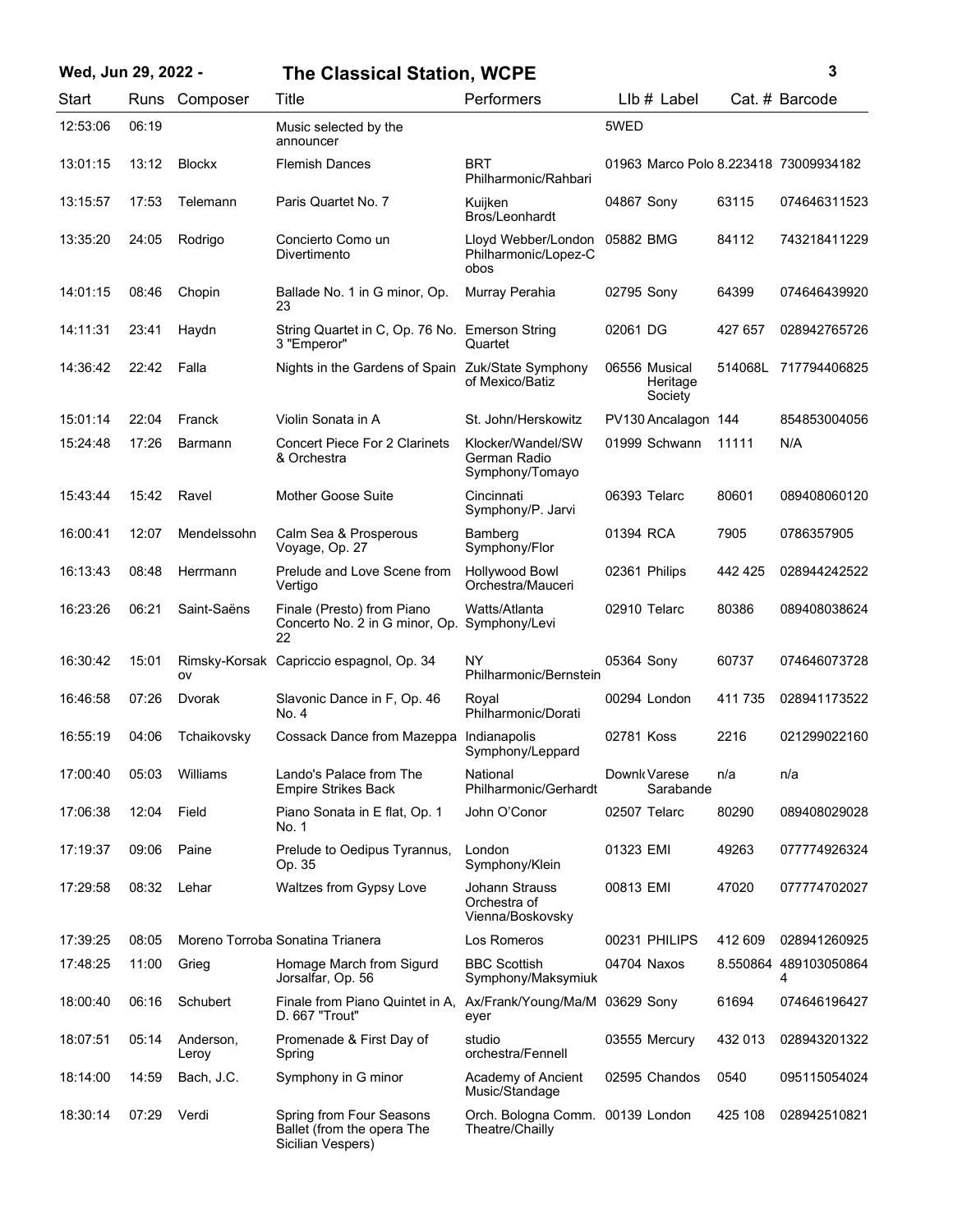# Wed, Jun 29, 2022 - The Classical Station, WCPE

| Start | Runs | Composer | Title | Performers | LIb # | Label | Cat. # | Barcode |
|---|---|---|---|---|---|---|---|---|
| 12:53:06 | 06:19 | | Music selected by the announcer | | 5WED | | | |
| 13:01:15 | 13:12 | Blockx | Flemish Dances | BRT Philharmonic/Rahbari | 01963 | Marco Polo | 8.223418 | 73009934182 |
| 13:15:57 | 17:53 | Telemann | Paris Quartet No. 7 | Kuijken Bros/Leonhardt | 04867 | Sony | 63115 | 074646311523 |
| 13:35:20 | 24:05 | Rodrigo | Concierto Como un Divertimento | Lloyd Webber/London Philharmonic/Lopez-Cobos | 05882 | BMG | 84112 | 743218411229 |
| 14:01:15 | 08:46 | Chopin | Ballade No. 1 in G minor, Op. 23 | Murray Perahia | 02795 | Sony | 64399 | 074646439920 |
| 14:11:31 | 23:41 | Haydn | String Quartet in C, Op. 76 No. 3 "Emperor" | Emerson String Quartet | 02061 | DG | 427 657 | 028942765726 |
| 14:36:42 | 22:42 | Falla | Nights in the Gardens of Spain | Zuk/State Symphony of Mexico/Batiz | 06556 | Musical Heritage Society | 514068L | 717794406825 |
| 15:01:14 | 22:04 | Franck | Violin Sonata in A | St. John/Herskowitz | PV130 | Ancalagon | 144 | 854853004056 |
| 15:24:48 | 17:26 | Barmann | Concert Piece For 2 Clarinets & Orchestra | Klocker/Wandel/SW German Radio Symphony/Tomayo | 01999 | Schwann | 11111 | N/A |
| 15:43:44 | 15:42 | Ravel | Mother Goose Suite | Cincinnati Symphony/P. Jarvi | 06393 | Telarc | 80601 | 089408060120 |
| 16:00:41 | 12:07 | Mendelssohn | Calm Sea & Prosperous Voyage, Op. 27 | Bamberg Symphony/Flor | 01394 | RCA | 7905 | 0786357905 |
| 16:13:43 | 08:48 | Herrmann | Prelude and Love Scene from Vertigo | Hollywood Bowl Orchestra/Mauceri | 02361 | Philips | 442 425 | 028944242522 |
| 16:23:26 | 06:21 | Saint-Saëns | Finale (Presto) from Piano Concerto No. 2 in G minor, Op. 22 | Watts/Atlanta Symphony/Levi | 02910 | Telarc | 80386 | 089408038624 |
| 16:30:42 | 15:01 | Rimsky-Korsakov | Capriccio espagnol, Op. 34 | NY Philharmonic/Bernstein | 05364 | Sony | 60737 | 074646073728 |
| 16:46:58 | 07:26 | Dvorak | Slavonic Dance in F, Op. 46 No. 4 | Royal Philharmonic/Dorati | 00294 | London | 411 735 | 028941173522 |
| 16:55:19 | 04:06 | Tchaikovsky | Cossack Dance from Mazeppa | Indianapolis Symphony/Leppard | 02781 | Koss | 2216 | 021299022160 |
| 17:00:40 | 05:03 | Williams | Lando's Palace from The Empire Strikes Back | National Philharmonic/Gerhardt | Downl | Varese Sarabande | n/a | n/a |
| 17:06:38 | 12:04 | Field | Piano Sonata in E flat, Op. 1 No. 1 | John O'Conor | 02507 | Telarc | 80290 | 089408029028 |
| 17:19:37 | 09:06 | Paine | Prelude to Oedipus Tyrannus, Op. 35 | London Symphony/Klein | 01323 | EMI | 49263 | 077774926324 |
| 17:29:58 | 08:32 | Lehar | Waltzes from Gypsy Love | Johann Strauss Orchestra of Vienna/Boskovsky | 00813 | EMI | 47020 | 077774702027 |
| 17:39:25 | 08:05 | Moreno Torroba | Sonatina Trianera | Los Romeros | 00231 | PHILIPS | 412 609 | 028941260925 |
| 17:48:25 | 11:00 | Grieg | Homage March from Sigurd Jorsalfar, Op. 56 | BBC Scottish Symphony/Maksymiuk | 04704 | Naxos | 8.550864 | 4891030508644 |
| 18:00:40 | 06:16 | Schubert | Finale from Piano Quintet in A, D. 667 "Trout" | Ax/Frank/Young/Ma/Meyer | 03629 | Sony | 61694 | 074646196427 |
| 18:07:51 | 05:14 | Anderson, Leroy | Promenade & First Day of Spring | studio orchestra/Fennell | 03555 | Mercury | 432 013 | 028943201322 |
| 18:14:00 | 14:59 | Bach, J.C. | Symphony in G minor | Academy of Ancient Music/Standage | 02595 | Chandos | 0540 | 095115054024 |
| 18:30:14 | 07:29 | Verdi | Spring from Four Seasons Ballet (from the opera The Sicilian Vespers) | Orch. Bologna Comm. Theatre/Chailly | 00139 | London | 425 108 | 028942510821 |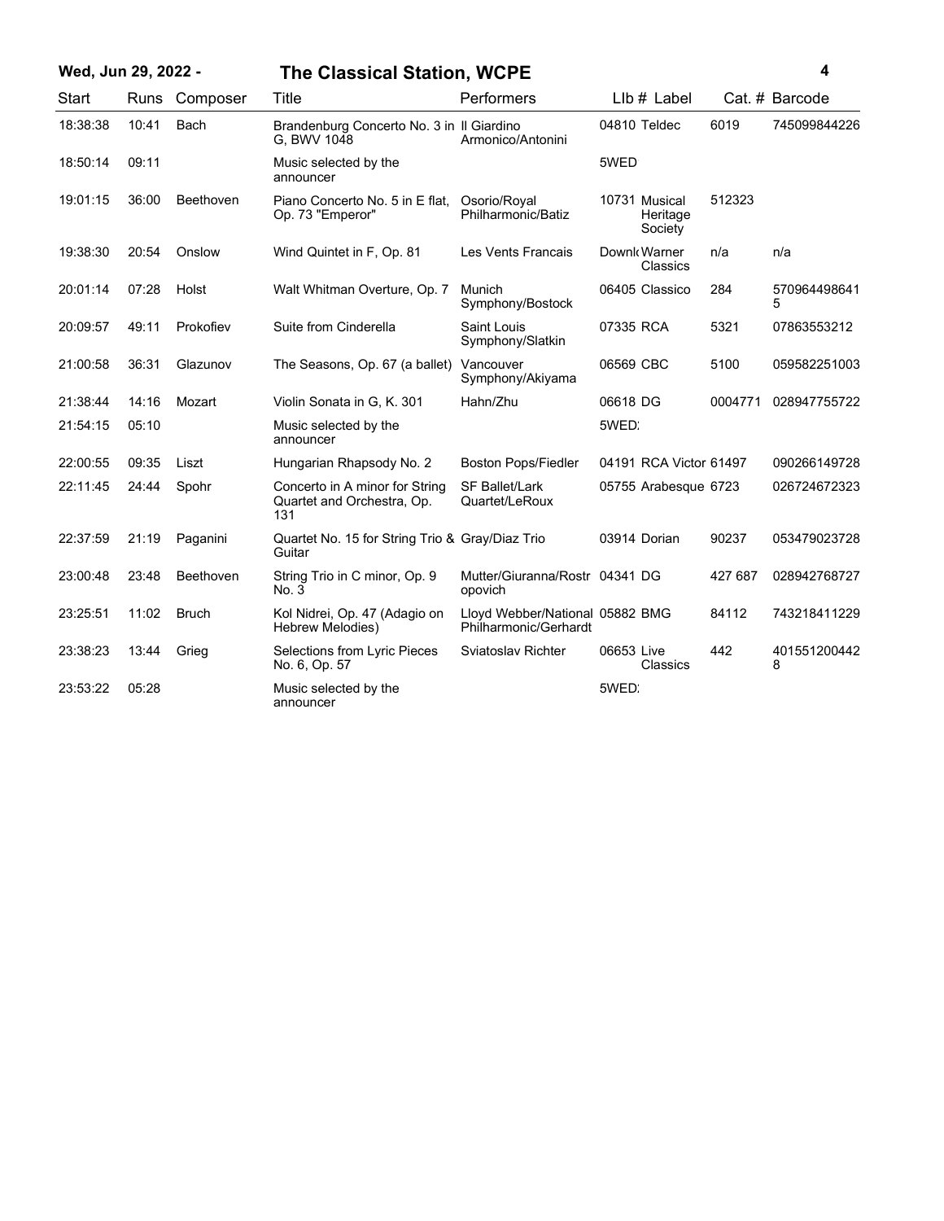| Start | Runs | Composer | Title | Performers | Llb # | Label | Cat. # | Barcode |
|---|---|---|---|---|---|---|---|---|
| 18:38:38 | 10:41 | Bach | Brandenburg Concerto No. 3 in G, BWV 1048 | Il Giardino Armonico/Antonini | 04810 | Teldec | 6019 | 745099844226 |
| 18:50:14 | 09:11 | | Music selected by the announcer | | 5WED | | | |
| 19:01:15 | 36:00 | Beethoven | Piano Concerto No. 5 in E flat, Op. 73 "Emperor" | Osorio/Royal Philharmonic/Batiz | 10731 | Musical Heritage Society | 512323 | |
| 19:38:30 | 20:54 | Onslow | Wind Quintet in F, Op. 81 | Les Vents Francais | Downl | Warner Classics | n/a | n/a |
| 20:01:14 | 07:28 | Holst | Walt Whitman Overture, Op. 7 | Munich Symphony/Bostock | 06405 | Classico | 284 | 5709644986415 |
| 20:09:57 | 49:11 | Prokofiev | Suite from Cinderella | Saint Louis Symphony/Slatkin | 07335 | RCA | 5321 | 07863553212 |
| 21:00:58 | 36:31 | Glazunov | The Seasons, Op. 67 (a ballet) | Vancouver Symphony/Akiyama | 06569 | CBC | 5100 | 059582251003 |
| 21:38:44 | 14:16 | Mozart | Violin Sonata in G, K. 301 | Hahn/Zhu | 06618 | DG | 0004771 | 028947755722 |
| 21:54:15 | 05:10 | | Music selected by the announcer | | 5WED | | | |
| 22:00:55 | 09:35 | Liszt | Hungarian Rhapsody No. 2 | Boston Pops/Fiedler | 04191 | RCA Victor | 61497 | 090266149728 |
| 22:11:45 | 24:44 | Spohr | Concerto in A minor for String Quartet and Orchestra, Op. 131 | SF Ballet/Lark Quartet/LeRoux | 05755 | Arabesque | 6723 | 026724672323 |
| 22:37:59 | 21:19 | Paganini | Quartet No. 15 for String Trio & Guitar | Gray/Diaz Trio | 03914 | Dorian | 90237 | 053479023728 |
| 23:00:48 | 23:48 | Beethoven | String Trio in C minor, Op. 9 No. 3 | Mutter/Giuranna/Rostropovich | 04341 | DG | 427 687 | 028942768727 |
| 23:25:51 | 11:02 | Bruch | Kol Nidrei, Op. 47 (Adagio on Hebrew Melodies) | Lloyd Webber/National Philharmonic/Gerhardt | 05882 | BMG | 84112 | 743218411229 |
| 23:38:23 | 13:44 | Grieg | Selections from Lyric Pieces No. 6, Op. 57 | Sviatoslav Richter | 06653 | Live Classics | 442 | 4015512004428 |
| 23:53:22 | 05:28 | | Music selected by the announcer | | 5WED | | | |